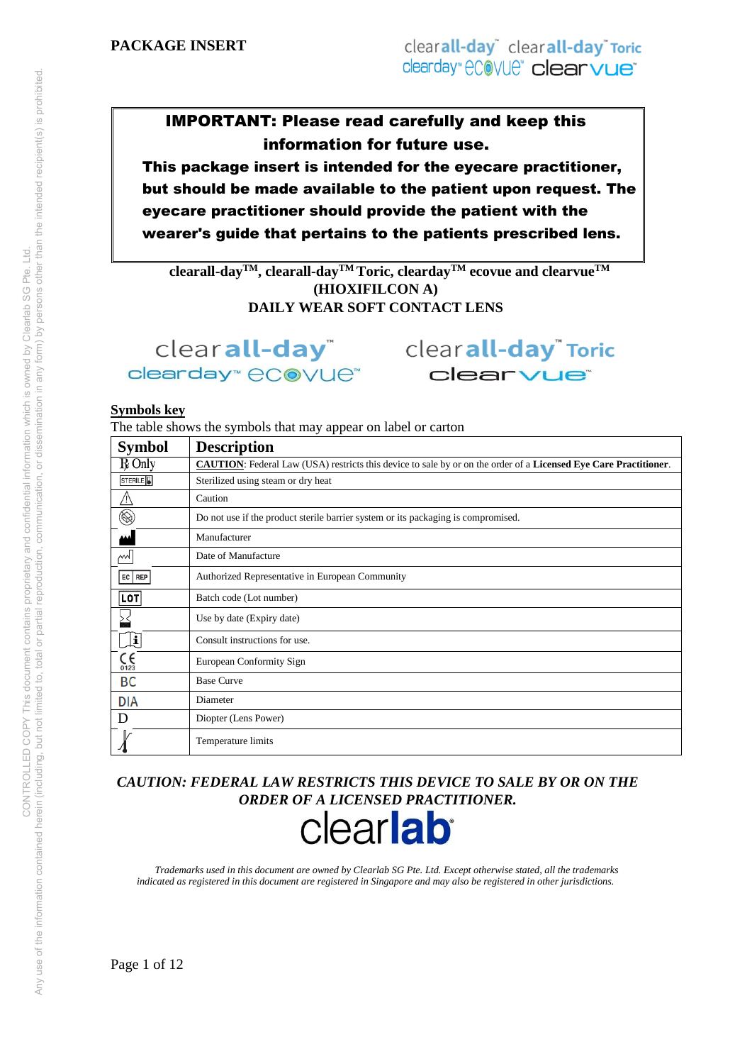**PACKAGE INSERT**

clearall-day™ clearall-day™ Toric clearday™ ecovue™ clearvue™

> **IMPORTANT: Please read carefully and keep this information for future use.**
> **This package insert is intended for the eyecare practitioner, but should be made available to the patient upon request. The eyecare practitioner should provide the patient with the wearer's guide that pertains to the patients prescribed lens.**

**clearall-day™, clearall-day™ Toric, clearday™ ecovue and clearvue™**
**(HIOXIFILCON A)**
**DAILY WEAR SOFT CONTACT LENS**

clearall-day™ clearall-day™ Toric
clearday™ ecovue™ clearvue™

**Symbols key**

The table shows the symbols that may appear on label or carton

| Symbol | Description |
|---|---|
| ℞ Only | **CAUTION**: Federal Law (USA) restricts this device to sale by or on the order of a **Licensed Eye Care Practitioner**. |
| STERILE | Sterilized using steam or dry heat |
| ⚠ | Caution |
| | Do not use if the product sterile barrier system or its packaging is compromised. |
| | Manufacturer |
| | Date of Manufacture |
| EC REP | Authorized Representative in European Community |
| LOT | Batch code (Lot number) |
| | Use by date (Expiry date) |
| i | Consult instructions for use. |
| CE 0123 | European Conformity Sign |
| BC | Base Curve |
| DIA | Diameter |
| D | Diopter (Lens Power) |
| | Temperature limits |

***CAUTION: FEDERAL LAW RESTRICTS THIS DEVICE TO SALE BY OR ON THE ORDER OF A LICENSED PRACTITIONER.***

clearlab®

*Trademarks used in this document are owned by Clearlab SG Pte. Ltd. Except otherwise stated, all the trademarks indicated as registered in this document are registered in Singapore and may also be registered in other jurisdictions.*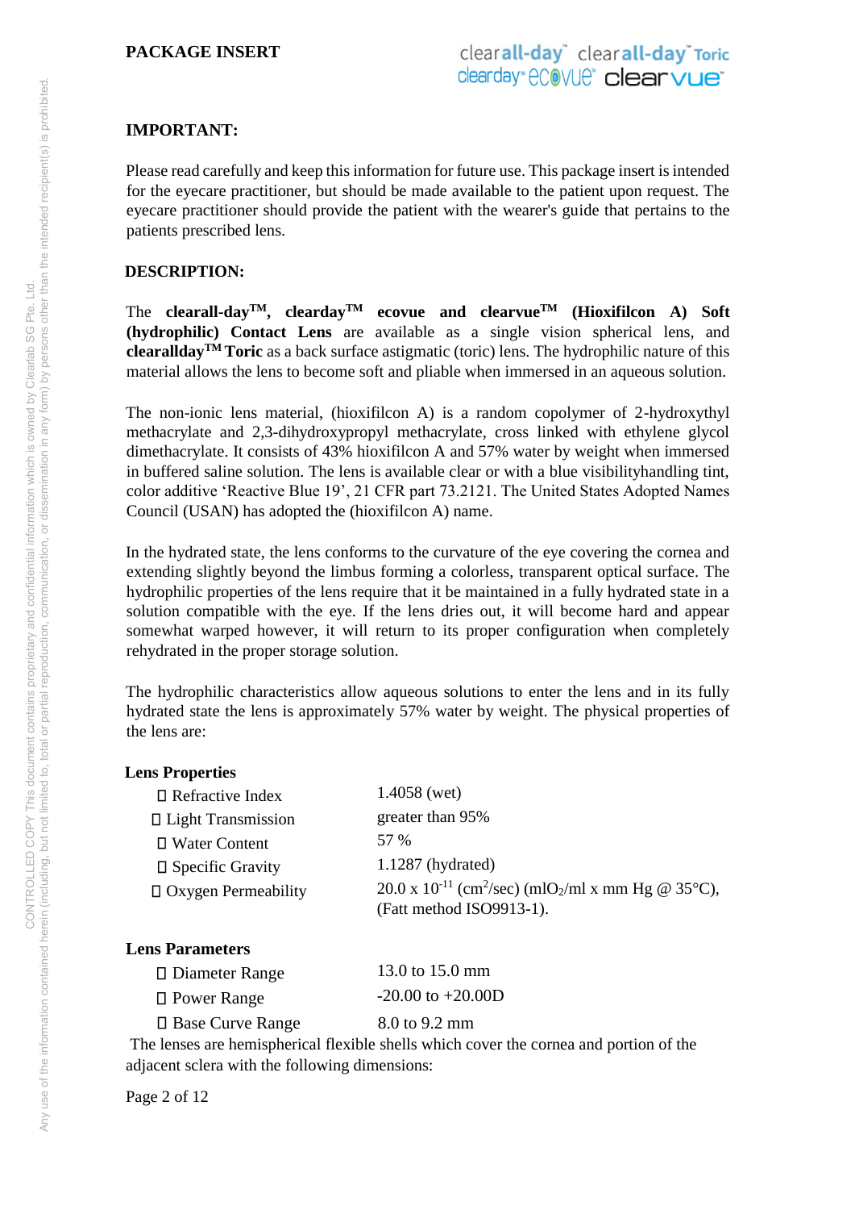PACKAGE INSERT

## IMPORTANT:

Please read carefully and keep this information for future use. This package insert is intended for the eyecare practitioner, but should be made available to the patient upon request. The eyecare practitioner should provide the patient with the wearer's guide that pertains to the patients prescribed lens.

## DESCRIPTION:

The **clearall-day™, clearday™ ecovue and clearvue™ (Hioxifilcon A) Soft (hydrophilic) Contact Lens** are available as a single vision spherical lens, and **clearallday™ Toric** as a back surface astigmatic (toric) lens. The hydrophilic nature of this material allows the lens to become soft and pliable when immersed in an aqueous solution.

The non-ionic lens material, (hioxifilcon A) is a random copolymer of 2-hydroxythyl methacrylate and 2,3-dihydroxypropyl methacrylate, cross linked with ethylene glycol dimethacrylate. It consists of 43% hioxifilcon A and 57% water by weight when immersed in buffered saline solution. The lens is available clear or with a blue visibilityhandling tint, color additive 'Reactive Blue 19', 21 CFR part 73.2121. The United States Adopted Names Council (USAN) has adopted the (hioxifilcon A) name.

In the hydrated state, the lens conforms to the curvature of the eye covering the cornea and extending slightly beyond the limbus forming a colorless, transparent optical surface. The hydrophilic properties of the lens require that it be maintained in a fully hydrated state in a solution compatible with the eye. If the lens dries out, it will become hard and appear somewhat warped however, it will return to its proper configuration when completely rehydrated in the proper storage solution.

The hydrophilic characteristics allow aqueous solutions to enter the lens and in its fully hydrated state the lens is approximately 57% water by weight. The physical properties of the lens are:

**Lens Properties**

- Refractive Index: 1.4058 (wet)
- Light Transmission: greater than 95%
- Water Content: 57 %
- Specific Gravity: 1.1287 (hydrated)
- Oxygen Permeability: 20.0 x $10^{-11}$ ($cm^2$/sec) ($mlO_2$/ml x mm Hg @ 35°C), (Fatt method ISO9913-1).

**Lens Parameters**

- Diameter Range: 13.0 to 15.0 mm
- Power Range: -20.00 to +20.00D
- Base Curve Range: 8.0 to 9.2 mm

The lenses are hemispherical flexible shells which cover the cornea and portion of the adjacent sclera with the following dimensions: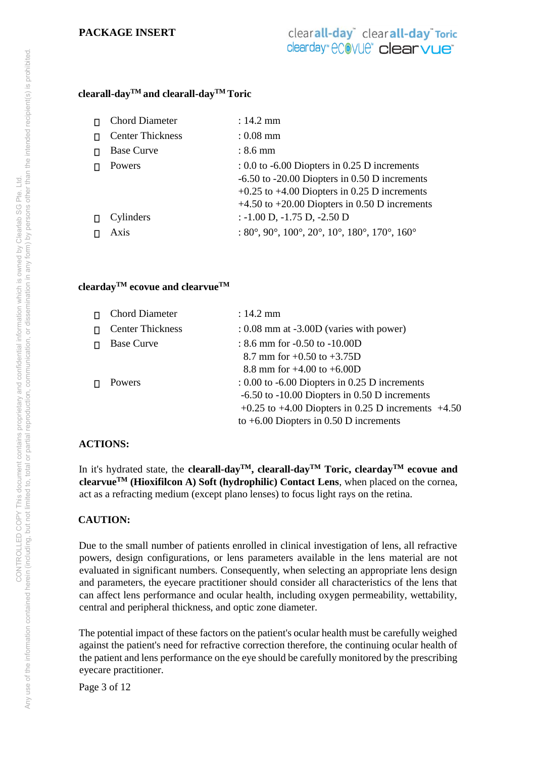PACKAGE INSERT

**clearall-day™ and clearall-day™ Toric**

- Chord Diameter : 14.2 mm
- Center Thickness : 0.08 mm
- Base Curve : 8.6 mm
- Powers : 0.0 to -6.00 Diopters in 0.25 D increments
  -6.50 to -20.00 Diopters in 0.50 D increments
  +0.25 to +4.00 Diopters in 0.25 D increments
  +4.50 to +20.00 Diopters in 0.50 D increments
- Cylinders : -1.00 D, -1.75 D, -2.50 D
- Axis : 80°, 90°, 100°, 20°, 10°, 180°, 170°, 160°

**clearday™ ecovue and clearvue™**

- Chord Diameter : 14.2 mm
- Center Thickness : 0.08 mm at -3.00D (varies with power)
- Base Curve : 8.6 mm for -0.50 to -10.00D
  8.7 mm for +0.50 to +3.75D
  8.8 mm for +4.00 to +6.00D
- Powers : 0.00 to -6.00 Diopters in 0.25 D increments
  -6.50 to -10.00 Diopters in 0.50 D increments
  +0.25 to +4.00 Diopters in 0.25 D increments +4.50 to +6.00 Diopters in 0.50 D increments

## ACTIONS:

In it's hydrated state, the **clearall-day™, clearall-day™ Toric, clearday™ ecovue and clearvue™ (Hioxifilcon A) Soft (hydrophilic) Contact Lens**, when placed on the cornea, act as a refracting medium (except plano lenses) to focus light rays on the retina.

## CAUTION:

Due to the small number of patients enrolled in clinical investigation of lens, all refractive powers, design configurations, or lens parameters available in the lens material are not evaluated in significant numbers. Consequently, when selecting an appropriate lens design and parameters, the eyecare practitioner should consider all characteristics of the lens that can affect lens performance and ocular health, including oxygen permeability, wettability, central and peripheral thickness, and optic zone diameter.

The potential impact of these factors on the patient's ocular health must be carefully weighed against the patient's need for refractive correction therefore, the continuing ocular health of the patient and lens performance on the eye should be carefully monitored by the prescribing eyecare practitioner.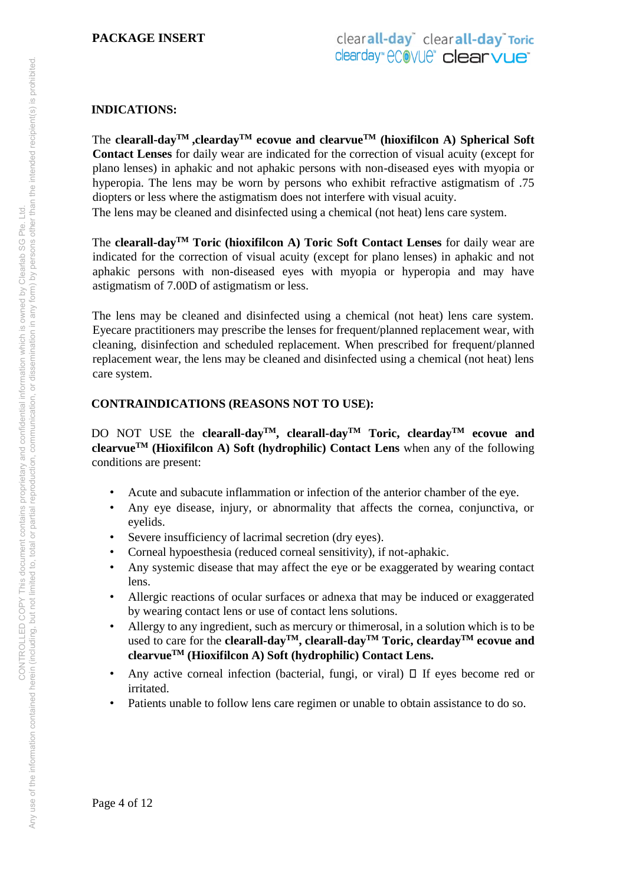## INDICATIONS:

The **clearall-day™ ,clearday™ ecovue and clearvue™ (hioxifilcon A) Spherical Soft Contact Lenses** for daily wear are indicated for the correction of visual acuity (except for plano lenses) in aphakic and not aphakic persons with non-diseased eyes with myopia or hyperopia. The lens may be worn by persons who exhibit refractive astigmatism of .75 diopters or less where the astigmatism does not interfere with visual acuity.
The lens may be cleaned and disinfected using a chemical (not heat) lens care system.

The **clearall-day™ Toric (hioxifilcon A) Toric Soft Contact Lenses** for daily wear are indicated for the correction of visual acuity (except for plano lenses) in aphakic and not aphakic persons with non-diseased eyes with myopia or hyperopia and may have astigmatism of 7.00D of astigmatism or less.

The lens may be cleaned and disinfected using a chemical (not heat) lens care system. Eyecare practitioners may prescribe the lenses for frequent/planned replacement wear, with cleaning, disinfection and scheduled replacement. When prescribed for frequent/planned replacement wear, the lens may be cleaned and disinfected using a chemical (not heat) lens care system.

## CONTRAINDICATIONS (REASONS NOT TO USE):

DO NOT USE the **clearall-day™, clearall-day™ Toric, clearday™ ecovue and clearvue™ (Hioxifilcon A) Soft (hydrophilic) Contact Lens** when any of the following conditions are present:

- Acute and subacute inflammation or infection of the anterior chamber of the eye.
- Any eye disease, injury, or abnormality that affects the cornea, conjunctiva, or eyelids.
- Severe insufficiency of lacrimal secretion (dry eyes).
- Corneal hypoesthesia (reduced corneal sensitivity), if not-aphakic.
- Any systemic disease that may affect the eye or be exaggerated by wearing contact lens.
- Allergic reactions of ocular surfaces or adnexa that may be induced or exaggerated by wearing contact lens or use of contact lens solutions.
- Allergy to any ingredient, such as mercury or thimerosal, in a solution which is to be used to care for the **clearall-day™, clearall-day™ Toric, clearday™ ecovue and clearvue™ (Hioxifilcon A) Soft (hydrophilic) Contact Lens.**
- Any active corneal infection (bacterial, fungi, or viral)  If eyes become red or irritated.
- Patients unable to follow lens care regimen or unable to obtain assistance to do so.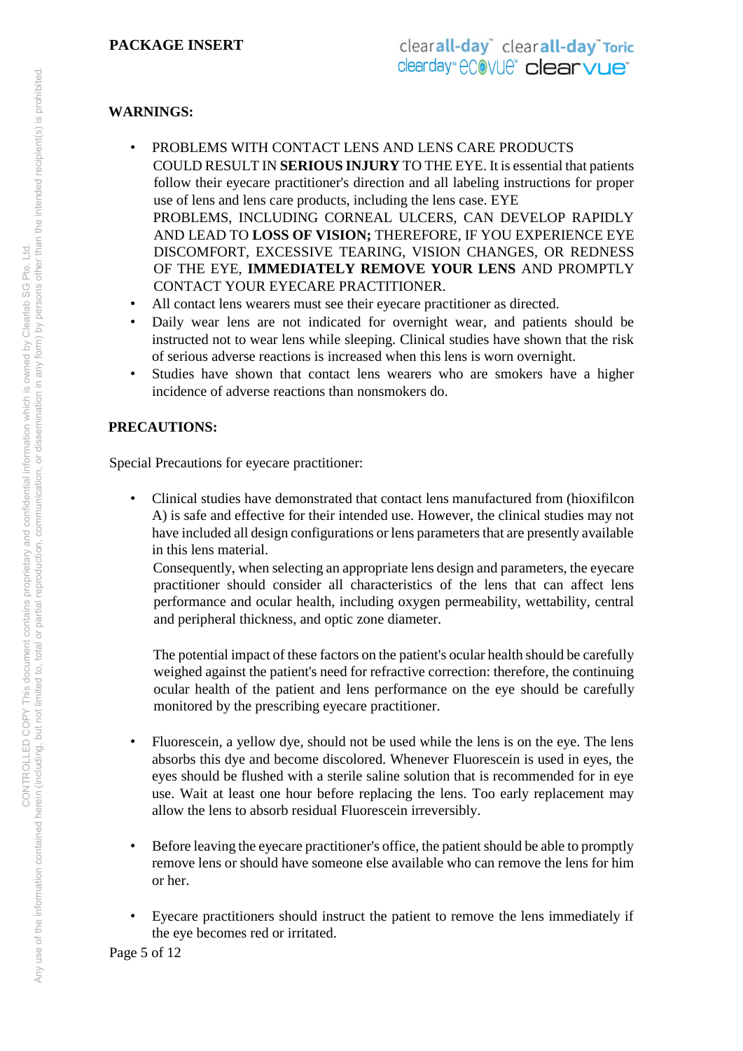## WARNINGS:

- PROBLEMS WITH CONTACT LENS AND LENS CARE PRODUCTS COULD RESULT IN **SERIOUS INJURY** TO THE EYE. It is essential that patients follow their eyecare practitioner's direction and all labeling instructions for proper use of lens and lens care products, including the lens case. EYE PROBLEMS, INCLUDING CORNEAL ULCERS, CAN DEVELOP RAPIDLY AND LEAD TO **LOSS OF VISION;** THEREFORE, IF YOU EXPERIENCE EYE DISCOMFORT, EXCESSIVE TEARING, VISION CHANGES, OR REDNESS OF THE EYE, **IMMEDIATELY REMOVE YOUR LENS** AND PROMPTLY CONTACT YOUR EYECARE PRACTITIONER.
- All contact lens wearers must see their eyecare practitioner as directed.
- Daily wear lens are not indicated for overnight wear, and patients should be instructed not to wear lens while sleeping. Clinical studies have shown that the risk of serious adverse reactions is increased when this lens is worn overnight.
- Studies have shown that contact lens wearers who are smokers have a higher incidence of adverse reactions than nonsmokers do.

## PRECAUTIONS:

Special Precautions for eyecare practitioner:

- Clinical studies have demonstrated that contact lens manufactured from (hioxifilcon A) is safe and effective for their intended use. However, the clinical studies may not have included all design configurations or lens parameters that are presently available in this lens material.
  Consequently, when selecting an appropriate lens design and parameters, the eyecare practitioner should consider all characteristics of the lens that can affect lens performance and ocular health, including oxygen permeability, wettability, central and peripheral thickness, and optic zone diameter.

  The potential impact of these factors on the patient's ocular health should be carefully weighed against the patient's need for refractive correction: therefore, the continuing ocular health of the patient and lens performance on the eye should be carefully monitored by the prescribing eyecare practitioner.

- Fluorescein, a yellow dye, should not be used while the lens is on the eye. The lens absorbs this dye and become discolored. Whenever Fluorescein is used in eyes, the eyes should be flushed with a sterile saline solution that is recommended for in eye use. Wait at least one hour before replacing the lens. Too early replacement may allow the lens to absorb residual Fluorescein irreversibly.

- Before leaving the eyecare practitioner's office, the patient should be able to promptly remove lens or should have someone else available who can remove the lens for him or her.

- Eyecare practitioners should instruct the patient to remove the lens immediately if the eye becomes red or irritated.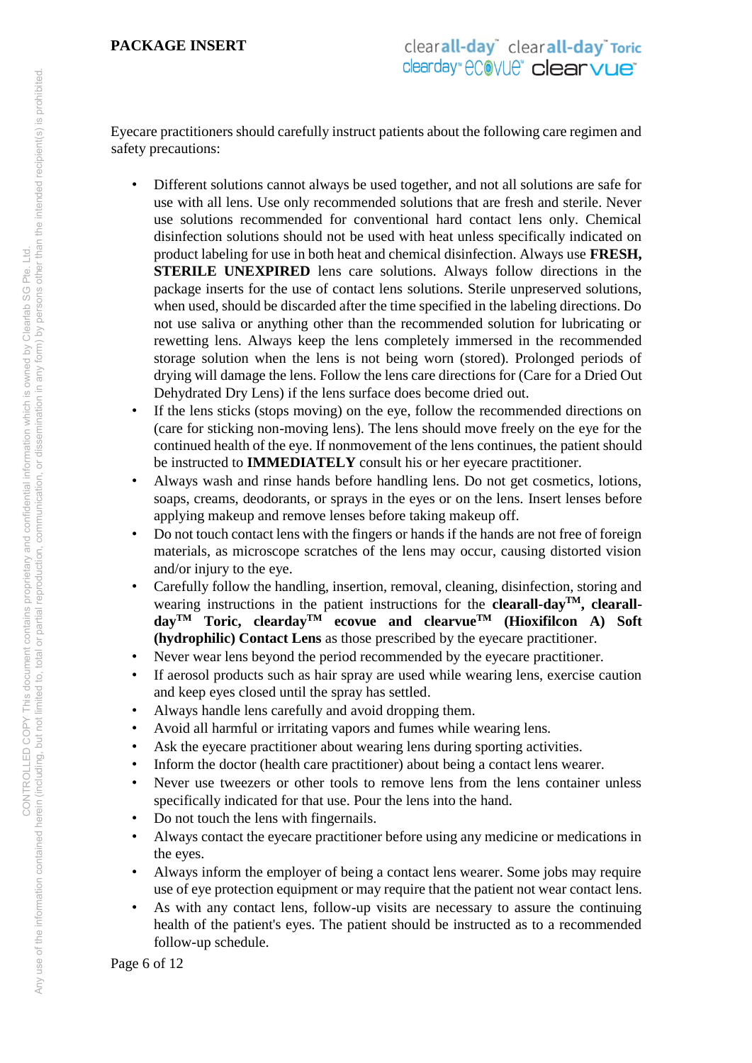Eyecare practitioners should carefully instruct patients about the following care regimen and safety precautions:

- Different solutions cannot always be used together, and not all solutions are safe for use with all lens. Use only recommended solutions that are fresh and sterile. Never use solutions recommended for conventional hard contact lens only. Chemical disinfection solutions should not be used with heat unless specifically indicated on product labeling for use in both heat and chemical disinfection. Always use **FRESH, STERILE UNEXPIRED** lens care solutions. Always follow directions in the package inserts for the use of contact lens solutions. Sterile unpreserved solutions, when used, should be discarded after the time specified in the labeling directions. Do not use saliva or anything other than the recommended solution for lubricating or rewetting lens. Always keep the lens completely immersed in the recommended storage solution when the lens is not being worn (stored). Prolonged periods of drying will damage the lens. Follow the lens care directions for (Care for a Dried Out Dehydrated Dry Lens) if the lens surface does become dried out.
- If the lens sticks (stops moving) on the eye, follow the recommended directions on (care for sticking non-moving lens). The lens should move freely on the eye for the continued health of the eye. If nonmovement of the lens continues, the patient should be instructed to **IMMEDIATELY** consult his or her eyecare practitioner.
- Always wash and rinse hands before handling lens. Do not get cosmetics, lotions, soaps, creams, deodorants, or sprays in the eyes or on the lens. Insert lenses before applying makeup and remove lenses before taking makeup off.
- Do not touch contact lens with the fingers or hands if the hands are not free of foreign materials, as microscope scratches of the lens may occur, causing distorted vision and/or injury to the eye.
- Carefully follow the handling, insertion, removal, cleaning, disinfection, storing and wearing instructions in the patient instructions for the **clearall-day™, clearall-day™ Toric, clearday™ ecovue and clearvue™ (Hioxifilcon A) Soft (hydrophilic) Contact Lens** as those prescribed by the eyecare practitioner.
- Never wear lens beyond the period recommended by the eyecare practitioner.
- If aerosol products such as hair spray are used while wearing lens, exercise caution and keep eyes closed until the spray has settled.
- Always handle lens carefully and avoid dropping them.
- Avoid all harmful or irritating vapors and fumes while wearing lens.
- Ask the eyecare practitioner about wearing lens during sporting activities.
- Inform the doctor (health care practitioner) about being a contact lens wearer.
- Never use tweezers or other tools to remove lens from the lens container unless specifically indicated for that use. Pour the lens into the hand.
- Do not touch the lens with fingernails.
- Always contact the eyecare practitioner before using any medicine or medications in the eyes.
- Always inform the employer of being a contact lens wearer. Some jobs may require use of eye protection equipment or may require that the patient not wear contact lens.
- As with any contact lens, follow-up visits are necessary to assure the continuing health of the patient's eyes. The patient should be instructed as to a recommended follow-up schedule.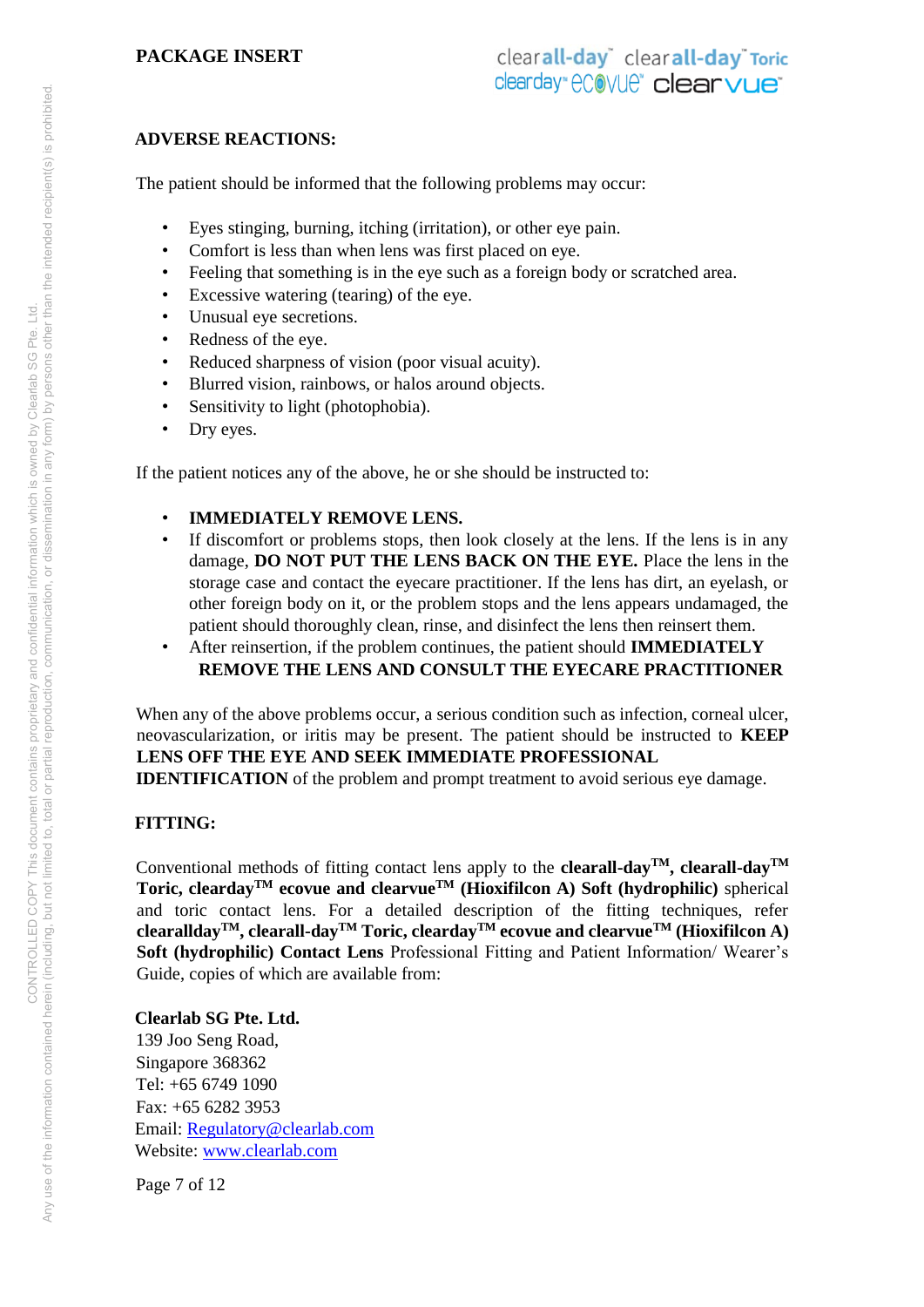## ADVERSE REACTIONS:

The patient should be informed that the following problems may occur:

- Eyes stinging, burning, itching (irritation), or other eye pain.
- Comfort is less than when lens was first placed on eye.
- Feeling that something is in the eye such as a foreign body or scratched area.
- Excessive watering (tearing) of the eye.
- Unusual eye secretions.
- Redness of the eye.
- Reduced sharpness of vision (poor visual acuity).
- Blurred vision, rainbows, or halos around objects.
- Sensitivity to light (photophobia).
- Dry eyes.

If the patient notices any of the above, he or she should be instructed to:

- **IMMEDIATELY REMOVE LENS.**
- If discomfort or problems stops, then look closely at the lens. If the lens is in any damage, **DO NOT PUT THE LENS BACK ON THE EYE.** Place the lens in the storage case and contact the eyecare practitioner. If the lens has dirt, an eyelash, or other foreign body on it, or the problem stops and the lens appears undamaged, the patient should thoroughly clean, rinse, and disinfect the lens then reinsert them.
- After reinsertion, if the problem continues, the patient should **IMMEDIATELY REMOVE THE LENS AND CONSULT THE EYECARE PRACTITIONER**

When any of the above problems occur, a serious condition such as infection, corneal ulcer, neovascularization, or iritis may be present. The patient should be instructed to **KEEP LENS OFF THE EYE AND SEEK IMMEDIATE PROFESSIONAL IDENTIFICATION** of the problem and prompt treatment to avoid serious eye damage.

## FITTING:

Conventional methods of fitting contact lens apply to the **clearall-day™, clearall-day™ Toric, clearday™ ecovue and clearvue™ (Hioxifilcon A) Soft (hydrophilic)** spherical and toric contact lens. For a detailed description of the fitting techniques, refer **clearallday™, clearall-day™ Toric, clearday™ ecovue and clearvue™ (Hioxifilcon A) Soft (hydrophilic) Contact Lens** Professional Fitting and Patient Information/ Wearer's Guide, copies of which are available from:

**Clearlab SG Pte. Ltd.**
139 Joo Seng Road,
Singapore 368362
Tel: +65 6749 1090
Fax: +65 6282 3953
Email: Regulatory@clearlab.com
Website: www.clearlab.com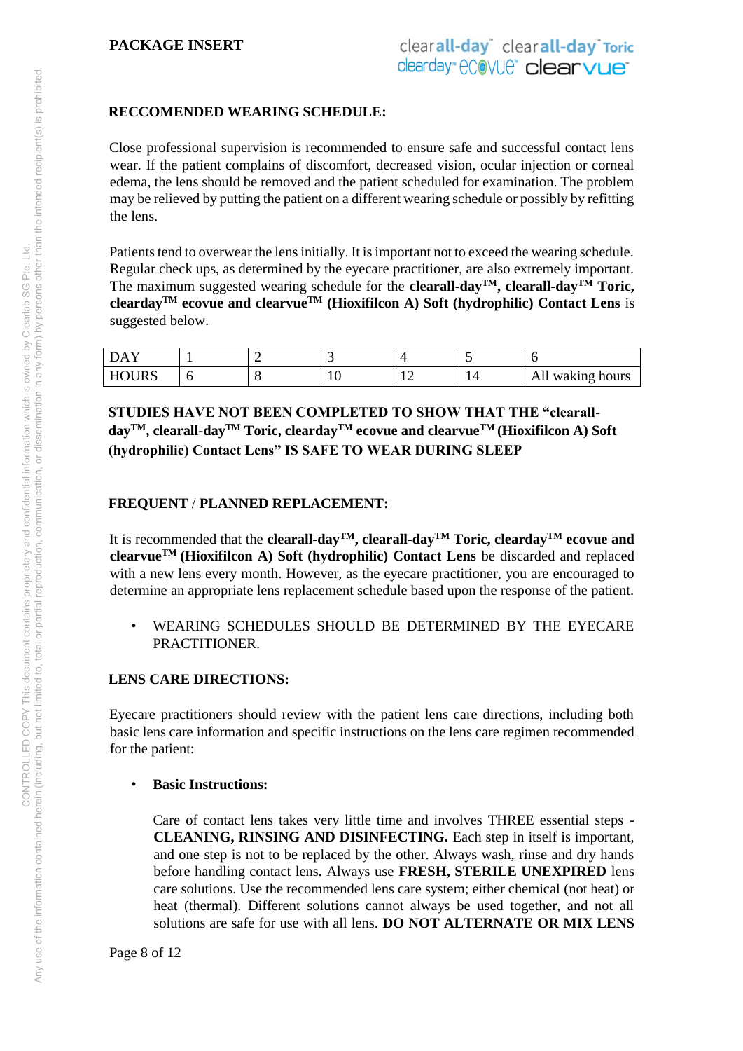## RECCOMENDED WEARING SCHEDULE:

Close professional supervision is recommended to ensure safe and successful contact lens wear. If the patient complains of discomfort, decreased vision, ocular injection or corneal edema, the lens should be removed and the patient scheduled for examination. The problem may be relieved by putting the patient on a different wearing schedule or possibly by refitting the lens.

Patients tend to overwear the lens initially. It is important not to exceed the wearing schedule. Regular check ups, as determined by the eyecare practitioner, are also extremely important. The maximum suggested wearing schedule for the **clearall-day™, clearall-day™ Toric, clearday™ ecovue and clearvue™ (Hioxifilcon A) Soft (hydrophilic) Contact Lens** is suggested below.

| DAY | 1 | 2 | 3 | 4 | 5 | 6 |
|---|---|---|---|---|---|---|
| HOURS | 6 | 8 | 10 | 12 | 14 | All waking hours |

**STUDIES HAVE NOT BEEN COMPLETED TO SHOW THAT THE "clearall-day™, clearall-day™ Toric, clearday™ ecovue and clearvue™ (Hioxifilcon A) Soft (hydrophilic) Contact Lens" IS SAFE TO WEAR DURING SLEEP**

## FREQUENT / PLANNED REPLACEMENT:

It is recommended that the **clearall-day™, clearall-day™ Toric, clearday™ ecovue and clearvue™ (Hioxifilcon A) Soft (hydrophilic) Contact Lens** be discarded and replaced with a new lens every month. However, as the eyecare practitioner, you are encouraged to determine an appropriate lens replacement schedule based upon the response of the patient.

- WEARING SCHEDULES SHOULD BE DETERMINED BY THE EYECARE PRACTITIONER.

## LENS CARE DIRECTIONS:

Eyecare practitioners should review with the patient lens care directions, including both basic lens care information and specific instructions on the lens care regimen recommended for the patient:

- **Basic Instructions:**

  Care of contact lens takes very little time and involves THREE essential steps - **CLEANING, RINSING AND DISINFECTING.** Each step in itself is important, and one step is not to be replaced by the other. Always wash, rinse and dry hands before handling contact lens. Always use **FRESH, STERILE UNEXPIRED** lens care solutions. Use the recommended lens care system; either chemical (not heat) or heat (thermal). Different solutions cannot always be used together, and not all solutions are safe for use with all lens. **DO NOT ALTERNATE OR MIX LENS**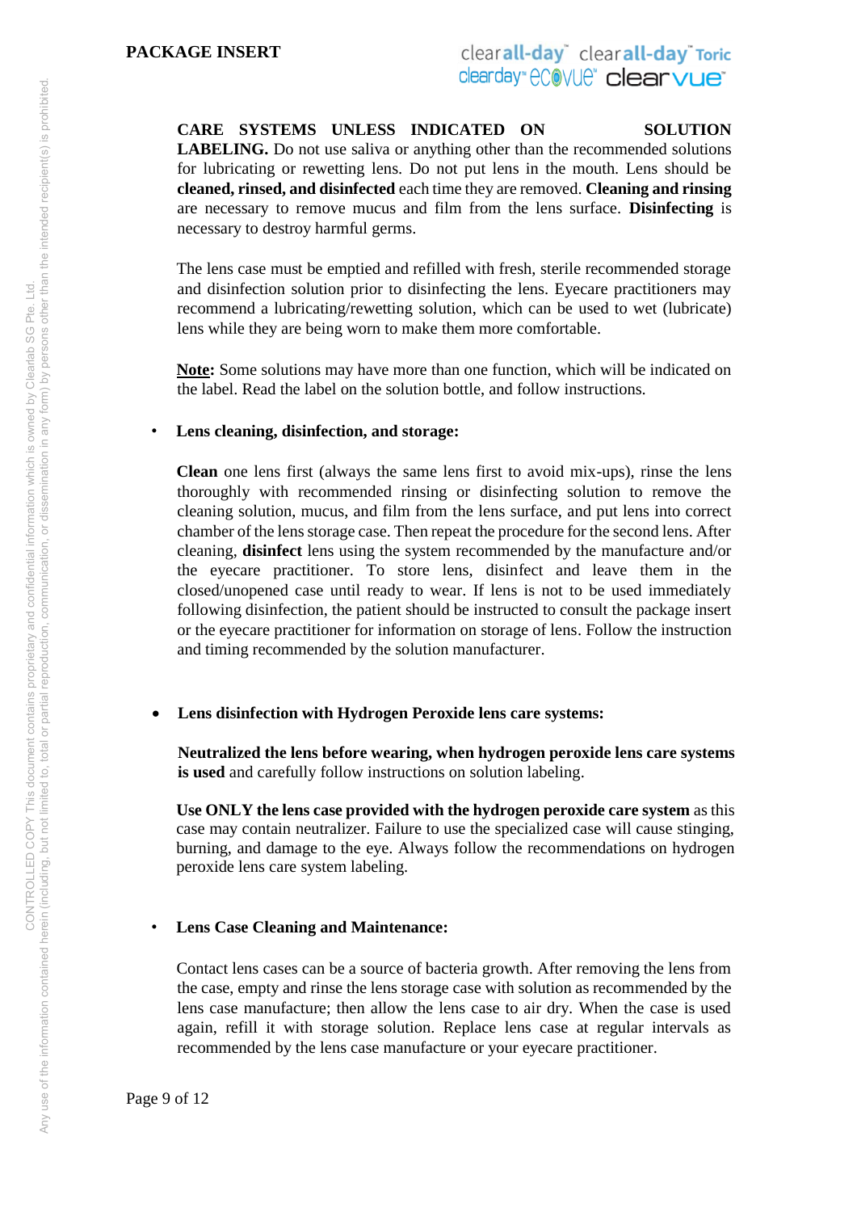**CARE SYSTEMS UNLESS INDICATED ON SOLUTION LABELING.** Do not use saliva or anything other than the recommended solutions for lubricating or rewetting lens. Do not put lens in the mouth. Lens should be **cleaned, rinsed, and disinfected** each time they are removed. **Cleaning and rinsing** are necessary to remove mucus and film from the lens surface. **Disinfecting** is necessary to destroy harmful germs.

The lens case must be emptied and refilled with fresh, sterile recommended storage and disinfection solution prior to disinfecting the lens. Eyecare practitioners may recommend a lubricating/rewetting solution, which can be used to wet (lubricate) lens while they are being worn to make them more comfortable.

<u>**Note**</u>**:** Some solutions may have more than one function, which will be indicated on the label. Read the label on the solution bottle, and follow instructions.

- **Lens cleaning, disinfection, and storage:**

  **Clean** one lens first (always the same lens first to avoid mix-ups), rinse the lens thoroughly with recommended rinsing or disinfecting solution to remove the cleaning solution, mucus, and film from the lens surface, and put lens into correct chamber of the lens storage case. Then repeat the procedure for the second lens. After cleaning, **disinfect** lens using the system recommended by the manufacture and/or the eyecare practitioner. To store lens, disinfect and leave them in the closed/unopened case until ready to wear. If lens is not to be used immediately following disinfection, the patient should be instructed to consult the package insert or the eyecare practitioner for information on storage of lens. Follow the instruction and timing recommended by the solution manufacturer.

- **Lens disinfection with Hydrogen Peroxide lens care systems:**

  **Neutralized the lens before wearing, when hydrogen peroxide lens care systems is used** and carefully follow instructions on solution labeling.

  **Use ONLY the lens case provided with the hydrogen peroxide care system** as this case may contain neutralizer. Failure to use the specialized case will cause stinging, burning, and damage to the eye. Always follow the recommendations on hydrogen peroxide lens care system labeling.

- **Lens Case Cleaning and Maintenance:**

  Contact lens cases can be a source of bacteria growth. After removing the lens from the case, empty and rinse the lens storage case with solution as recommended by the lens case manufacture; then allow the lens case to air dry. When the case is used again, refill it with storage solution. Replace lens case at regular intervals as recommended by the lens case manufacture or your eyecare practitioner.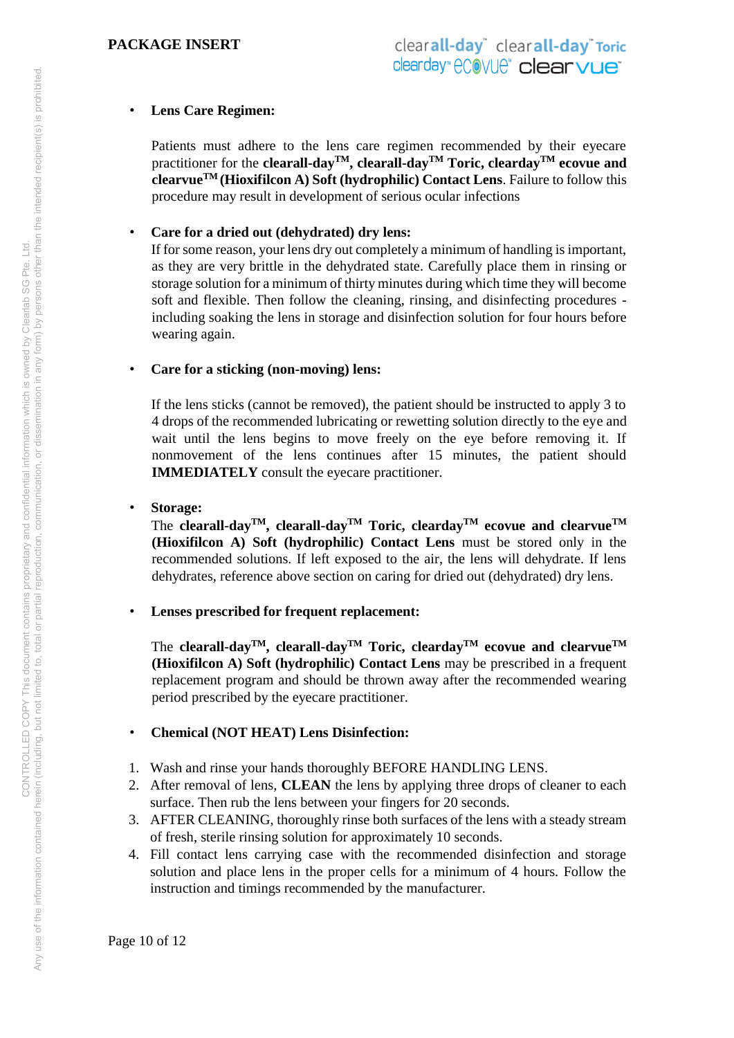- **Lens Care Regimen:**

  Patients must adhere to the lens care regimen recommended by their eyecare practitioner for the **clearall-day™, clearall-day™ Toric, clearday™ ecovue and clearvue™ (Hioxifilcon A) Soft (hydrophilic) Contact Lens**. Failure to follow this procedure may result in development of serious ocular infections

- **Care for a dried out (dehydrated) dry lens:**
  If for some reason, your lens dry out completely a minimum of handling is important, as they are very brittle in the dehydrated state. Carefully place them in rinsing or storage solution for a minimum of thirty minutes during which time they will become soft and flexible. Then follow the cleaning, rinsing, and disinfecting procedures - including soaking the lens in storage and disinfection solution for four hours before wearing again.

- **Care for a sticking (non-moving) lens:**

  If the lens sticks (cannot be removed), the patient should be instructed to apply 3 to 4 drops of the recommended lubricating or rewetting solution directly to the eye and wait until the lens begins to move freely on the eye before removing it. If nonmovement of the lens continues after 15 minutes, the patient should **IMMEDIATELY** consult the eyecare practitioner.

- **Storage:**
  The **clearall-day™, clearall-day™ Toric, clearday™ ecovue and clearvue™ (Hioxifilcon A) Soft (hydrophilic) Contact Lens** must be stored only in the recommended solutions. If left exposed to the air, the lens will dehydrate. If lens dehydrates, reference above section on caring for dried out (dehydrated) dry lens.

- **Lenses prescribed for frequent replacement:**

  The **clearall-day™, clearall-day™ Toric, clearday™ ecovue and clearvue™ (Hioxifilcon A) Soft (hydrophilic) Contact Lens** may be prescribed in a frequent replacement program and should be thrown away after the recommended wearing period prescribed by the eyecare practitioner.

- **Chemical (NOT HEAT) Lens Disinfection:**

1. Wash and rinse your hands thoroughly BEFORE HANDLING LENS.
2. After removal of lens, **CLEAN** the lens by applying three drops of cleaner to each surface. Then rub the lens between your fingers for 20 seconds.
3. AFTER CLEANING, thoroughly rinse both surfaces of the lens with a steady stream of fresh, sterile rinsing solution for approximately 10 seconds.
4. Fill contact lens carrying case with the recommended disinfection and storage solution and place lens in the proper cells for a minimum of 4 hours. Follow the instruction and timings recommended by the manufacturer.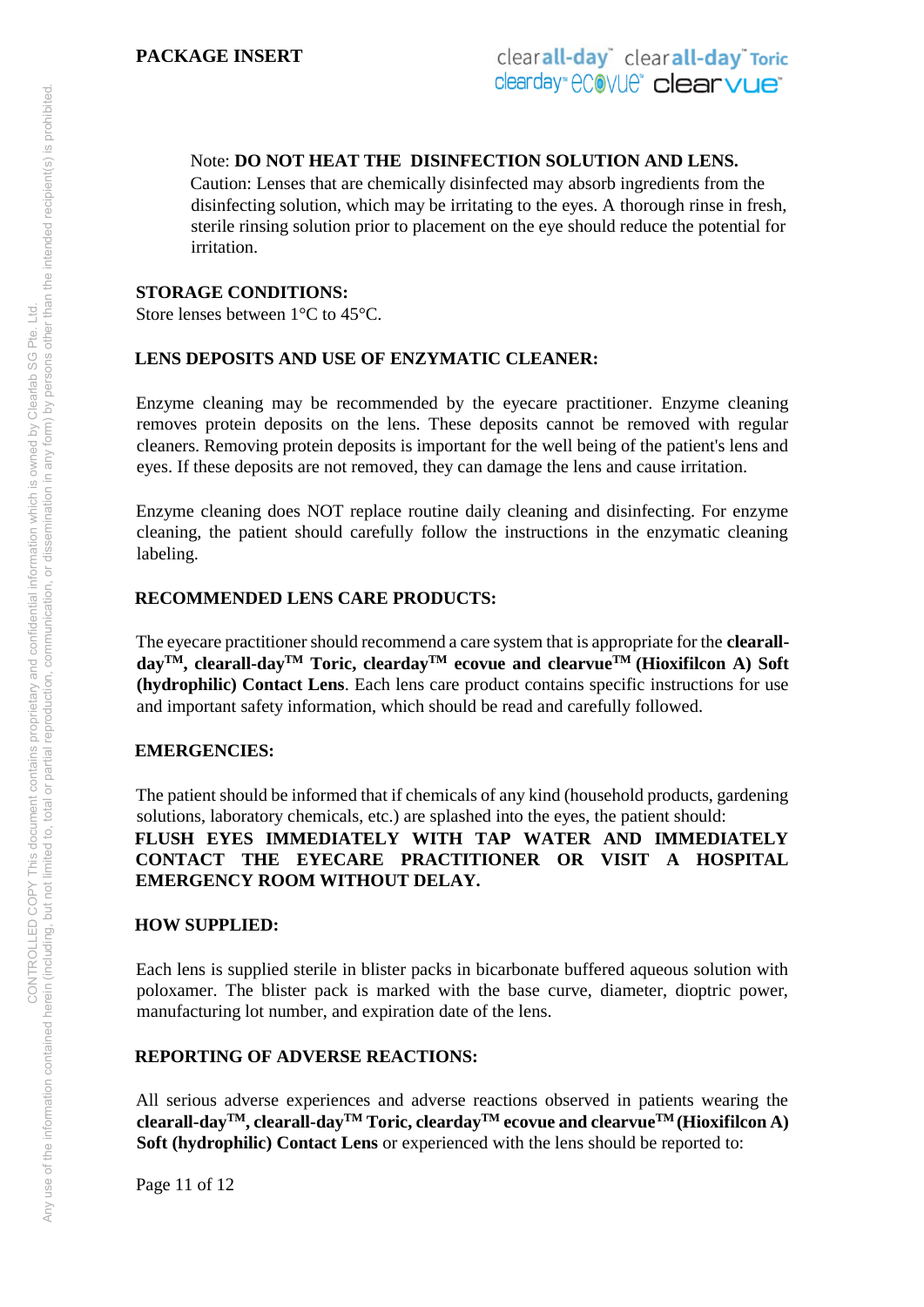Note: **DO NOT HEAT THE DISINFECTION SOLUTION AND LENS.**
Caution: Lenses that are chemically disinfected may absorb ingredients from the disinfecting solution, which may be irritating to the eyes. A thorough rinse in fresh, sterile rinsing solution prior to placement on the eye should reduce the potential for irritation.

**STORAGE CONDITIONS:**

Store lenses between 1°C to 45°C.

**LENS DEPOSITS AND USE OF ENZYMATIC CLEANER:**

Enzyme cleaning may be recommended by the eyecare practitioner. Enzyme cleaning removes protein deposits on the lens. These deposits cannot be removed with regular cleaners. Removing protein deposits is important for the well being of the patient's lens and eyes. If these deposits are not removed, they can damage the lens and cause irritation.

Enzyme cleaning does NOT replace routine daily cleaning and disinfecting. For enzyme cleaning, the patient should carefully follow the instructions in the enzymatic cleaning labeling.

**RECOMMENDED LENS CARE PRODUCTS:**

The eyecare practitioner should recommend a care system that is appropriate for the **clearall-day™, clearall-day™ Toric, clearday™ ecovue and clearvue™ (Hioxifilcon A) Soft (hydrophilic) Contact Lens**. Each lens care product contains specific instructions for use and important safety information, which should be read and carefully followed.

**EMERGENCIES:**

The patient should be informed that if chemicals of any kind (household products, gardening solutions, laboratory chemicals, etc.) are splashed into the eyes, the patient should:
**FLUSH EYES IMMEDIATELY WITH TAP WATER AND IMMEDIATELY CONTACT THE EYECARE PRACTITIONER OR VISIT A HOSPITAL EMERGENCY ROOM WITHOUT DELAY.**

**HOW SUPPLIED:**

Each lens is supplied sterile in blister packs in bicarbonate buffered aqueous solution with poloxamer. The blister pack is marked with the base curve, diameter, dioptric power, manufacturing lot number, and expiration date of the lens.

**REPORTING OF ADVERSE REACTIONS:**

All serious adverse experiences and adverse reactions observed in patients wearing the **clearall-day™, clearall-day™ Toric, clearday™ ecovue and clearvue™ (Hioxifilcon A) Soft (hydrophilic) Contact Lens** or experienced with the lens should be reported to: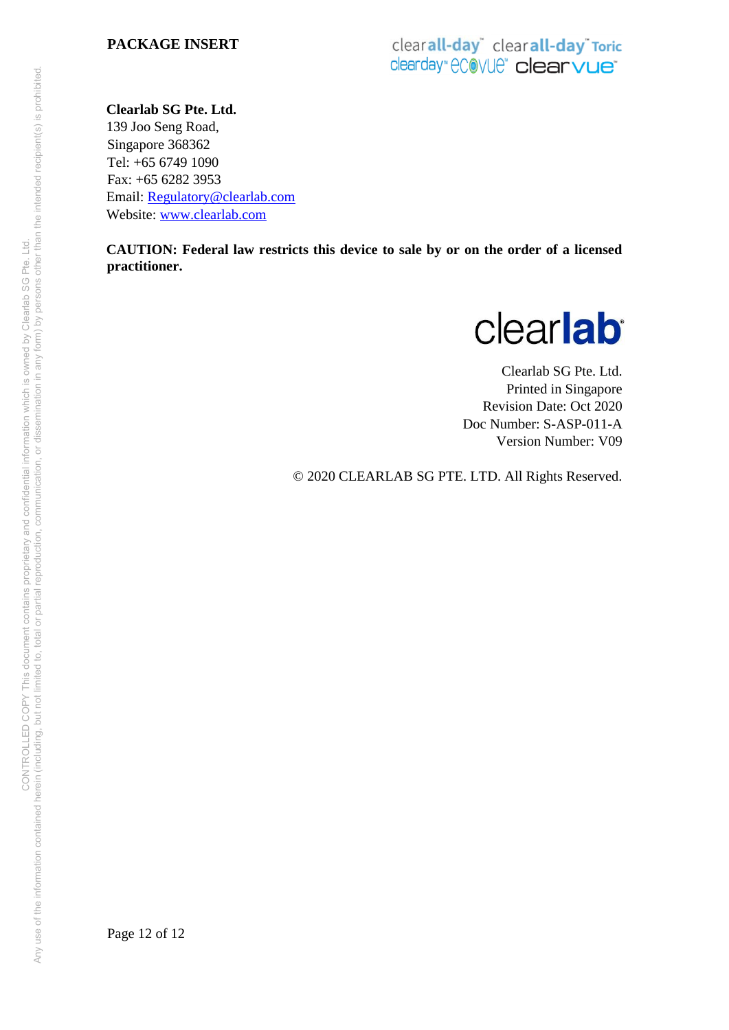**Clearlab SG Pte. Ltd.**
139 Joo Seng Road,
Singapore 368362
Tel: +65 6749 1090
Fax: +65 6282 3953
Email: Regulatory@clearlab.com
Website: www.clearlab.com

**CAUTION: Federal law restricts this device to sale by or on the order of a licensed practitioner.**

Clearlab SG Pte. Ltd.
Printed in Singapore
Revision Date: Oct 2020
Doc Number: S-ASP-011-A
Version Number: V09

© 2020 CLEARLAB SG PTE. LTD. All Rights Reserved.